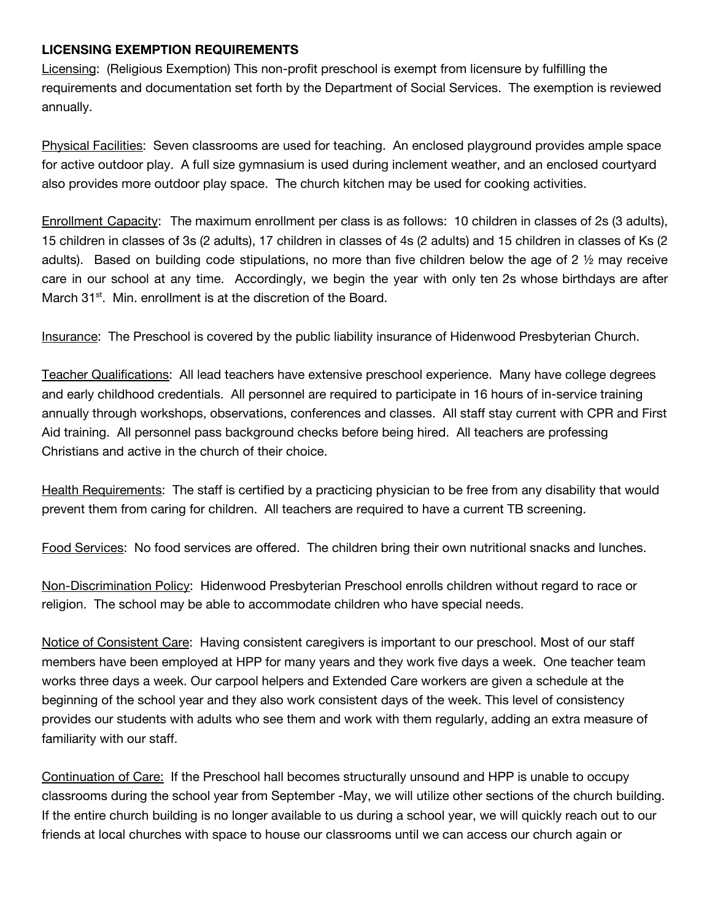**LICENSING EXEMPTION REQUIREMENTS**

Licensing: (Religious Exemption) This non-profit preschool is exempt from licensure by fulfilling the requirements and documentation set forth by the Department of Social Services. The exemption is reviewed annually.

Physical Facilities: Seven classrooms are used for teaching. An enclosed playground provides ample space for active outdoor play. A full size gymnasium is used during inclement weather, and an enclosed courtyard also provides more outdoor play space. The church kitchen may be used for cooking activities.

Enrollment Capacity: The maximum enrollment per class is as follows: 10 children in classes of 2s (3 adults), 15 children in classes of 3s (2 adults), 17 children in classes of 4s (2 adults) and 15 children in classes of Ks (2 adults). Based on building code stipulations, no more than five children below the age of 2 ½ may receive care in our school at any time. Accordingly, we begin the year with only ten 2s whose birthdays are after March 31st. Min. enrollment is at the discretion of the Board.

Insurance: The Preschool is covered by the public liability insurance of Hidenwood Presbyterian Church.

Teacher Qualifications: All lead teachers have extensive preschool experience. Many have college degrees and early childhood credentials. All personnel are required to participate in 16 hours of in-service training annually through workshops, observations, conferences and classes. All staff stay current with CPR and First Aid training. All personnel pass background checks before being hired. All teachers are professing Christians and active in the church of their choice.

Health Requirements: The staff is certified by a practicing physician to be free from any disability that would prevent them from caring for children. All teachers are required to have a current TB screening.

Food Services: No food services are offered. The children bring their own nutritional snacks and lunches.

Non-Discrimination Policy: Hidenwood Presbyterian Preschool enrolls children without regard to race or religion. The school may be able to accommodate children who have special needs.

Notice of Consistent Care: Having consistent caregivers is important to our preschool. Most of our staff members have been employed at HPP for many years and they work five days a week. One teacher team works three days a week. Our carpool helpers and Extended Care workers are given a schedule at the beginning of the school year and they also work consistent days of the week. This level of consistency provides our students with adults who see them and work with them regularly, adding an extra measure of familiarity with our staff.

Continuation of Care: If the Preschool hall becomes structurally unsound and HPP is unable to occupy classrooms during the school year from September -May, we will utilize other sections of the church building. If the entire church building is no longer available to us during a school year, we will quickly reach out to our friends at local churches with space to house our classrooms until we can access our church again or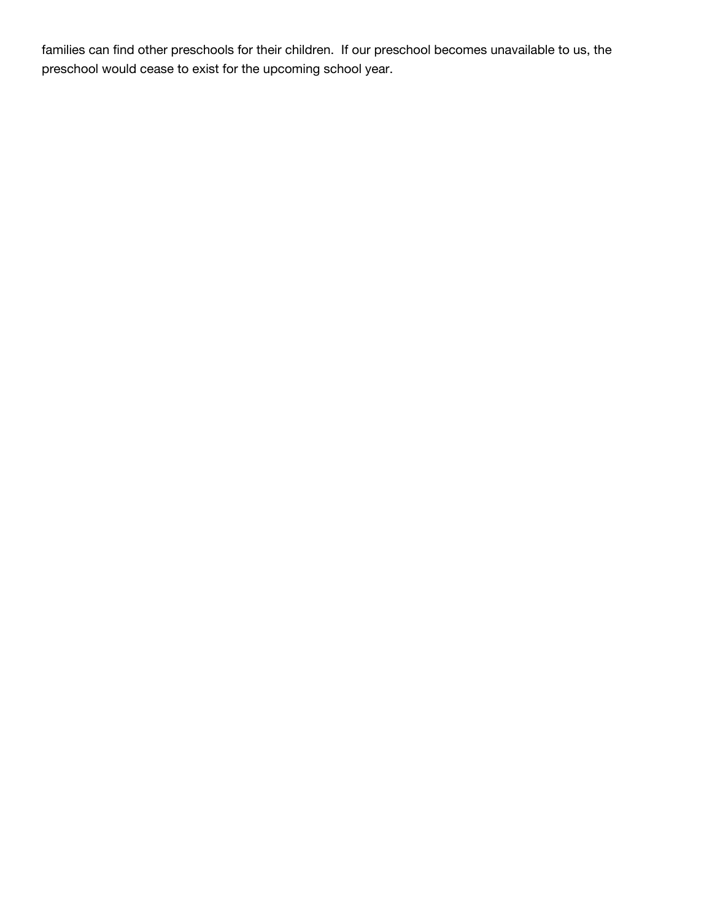families can find other preschools for their children.  If our preschool becomes unavailable to us, the preschool would cease to exist for the upcoming school year.